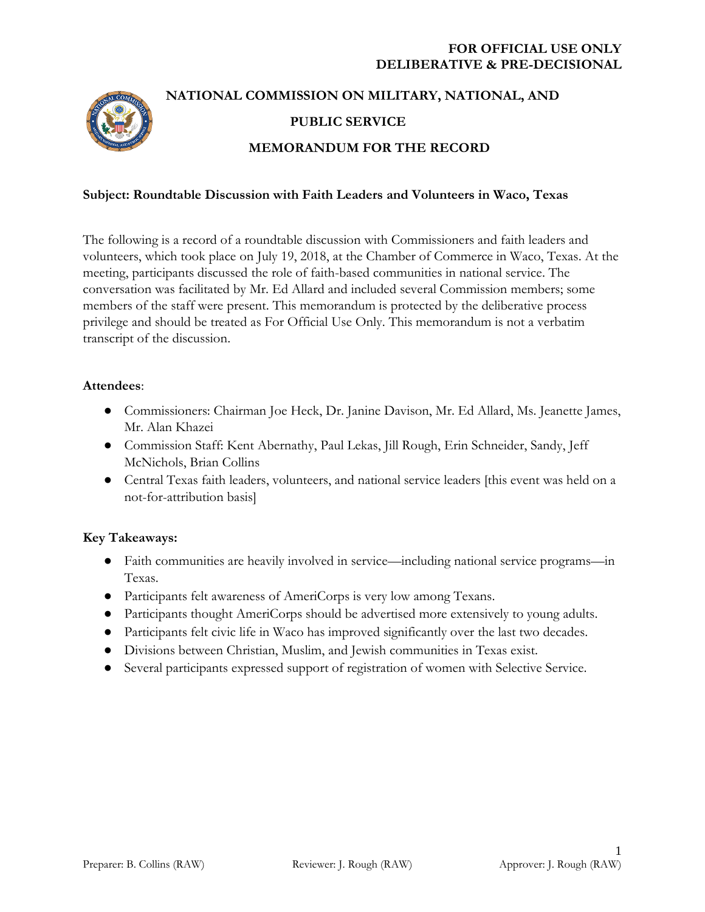**FOR OFFICIAL USE ONLY**
**DELIBERATIVE & PRE-DECISIONAL**

# NATIONAL COMMISSION ON MILITARY, NATIONAL, AND PUBLIC SERVICE

## MEMORANDUM FOR THE RECORD

**Subject: Roundtable Discussion with Faith Leaders and Volunteers in Waco, Texas**

The following is a record of a roundtable discussion with Commissioners and faith leaders and volunteers, which took place on July 19, 2018, at the Chamber of Commerce in Waco, Texas. At the meeting, participants discussed the role of faith-based communities in national service. The conversation was facilitated by Mr. Ed Allard and included several Commission members; some members of the staff were present. This memorandum is protected by the deliberative process privilege and should be treated as For Official Use Only. This memorandum is not a verbatim transcript of the discussion.

**Attendees**:

- Commissioners: Chairman Joe Heck, Dr. Janine Davison, Mr. Ed Allard, Ms. Jeanette James, Mr. Alan Khazei
- Commission Staff: Kent Abernathy, Paul Lekas, Jill Rough, Erin Schneider, Sandy, Jeff McNichols, Brian Collins
- Central Texas faith leaders, volunteers, and national service leaders [this event was held on a not-for-attribution basis]

**Key Takeaways:**

- Faith communities are heavily involved in service—including national service programs—in Texas.
- Participants felt awareness of AmeriCorps is very low among Texans.
- Participants thought AmeriCorps should be advertised more extensively to young adults.
- Participants felt civic life in Waco has improved significantly over the last two decades.
- Divisions between Christian, Muslim, and Jewish communities in Texas exist.
- Several participants expressed support of registration of women with Selective Service.

Preparer: B. Collins (RAW) Reviewer: J. Rough (RAW) Approver: J. Rough (RAW)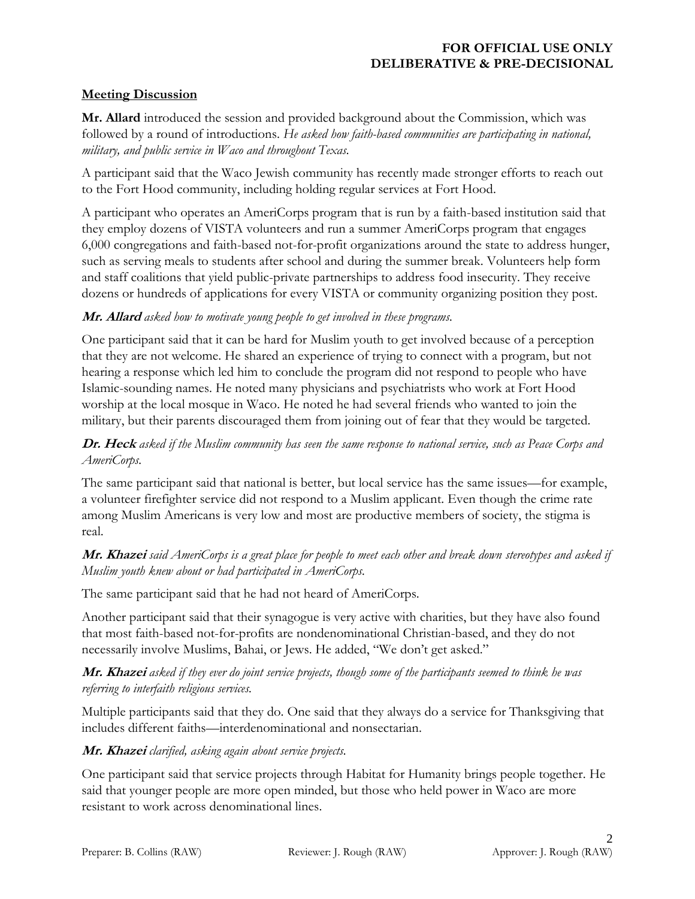## Meeting Discussion

**Mr. Allard** introduced the session and provided background about the Commission, which was followed by a round of introductions. *He asked how faith-based communities are participating in national, military, and public service in Waco and throughout Texas.*

A participant said that the Waco Jewish community has recently made stronger efforts to reach out to the Fort Hood community, including holding regular services at Fort Hood.

A participant who operates an AmeriCorps program that is run by a faith-based institution said that they employ dozens of VISTA volunteers and run a summer AmeriCorps program that engages 6,000 congregations and faith-based not-for-profit organizations around the state to address hunger, such as serving meals to students after school and during the summer break. Volunteers help form and staff coalitions that yield public-private partnerships to address food insecurity. They receive dozens or hundreds of applications for every VISTA or community organizing position they post.

***Mr. Allard*** *asked how to motivate young people to get involved in these programs.*

One participant said that it can be hard for Muslim youth to get involved because of a perception that they are not welcome. He shared an experience of trying to connect with a program, but not hearing a response which led him to conclude the program did not respond to people who have Islamic-sounding names. He noted many physicians and psychiatrists who work at Fort Hood worship at the local mosque in Waco. He noted he had several friends who wanted to join the military, but their parents discouraged them from joining out of fear that they would be targeted.

***Dr. Heck*** *asked if the Muslim community has seen the same response to national service, such as Peace Corps and AmeriCorps.*

The same participant said that national is better, but local service has the same issues—for example, a volunteer firefighter service did not respond to a Muslim applicant. Even though the crime rate among Muslim Americans is very low and most are productive members of society, the stigma is real.

***Mr. Khazei*** *said AmeriCorps is a great place for people to meet each other and break down stereotypes and asked if Muslim youth knew about or had participated in AmeriCorps.*

The same participant said that he had not heard of AmeriCorps.

Another participant said that their synagogue is very active with charities, but they have also found that most faith-based not-for-profits are nondenominational Christian-based, and they do not necessarily involve Muslims, Bahai, or Jews. He added, "We don't get asked."

***Mr. Khazei*** *asked if they ever do joint service projects, though some of the participants seemed to think he was referring to interfaith religious services.*

Multiple participants said that they do. One said that they always do a service for Thanksgiving that includes different faiths—interdenominational and nonsectarian.

***Mr. Khazei*** *clarified, asking again about service projects.*

One participant said that service projects through Habitat for Humanity brings people together. He said that younger people are more open minded, but those who held power in Waco are more resistant to work across denominational lines.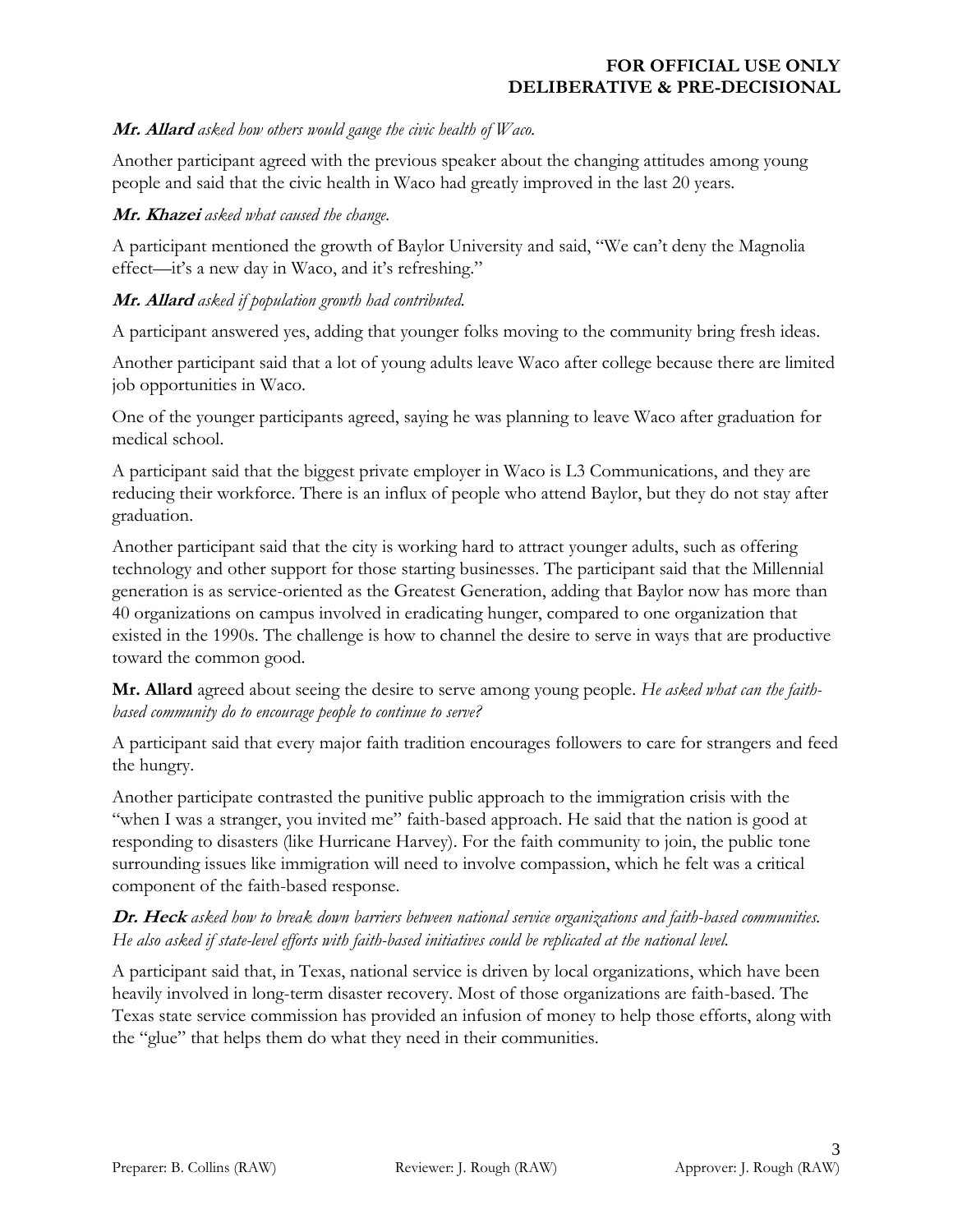**Mr. Allard** *asked how others would gauge the civic health of Waco.*

Another participant agreed with the previous speaker about the changing attitudes among young people and said that the civic health in Waco had greatly improved in the last 20 years.

**Mr. Khazei** *asked what caused the change.*

A participant mentioned the growth of Baylor University and said, "We can't deny the Magnolia effect—it's a new day in Waco, and it's refreshing."

**Mr. Allard** *asked if population growth had contributed.*

A participant answered yes, adding that younger folks moving to the community bring fresh ideas.

Another participant said that a lot of young adults leave Waco after college because there are limited job opportunities in Waco.

One of the younger participants agreed, saying he was planning to leave Waco after graduation for medical school.

A participant said that the biggest private employer in Waco is L3 Communications, and they are reducing their workforce. There is an influx of people who attend Baylor, but they do not stay after graduation.

Another participant said that the city is working hard to attract younger adults, such as offering technology and other support for those starting businesses. The participant said that the Millennial generation is as service-oriented as the Greatest Generation, adding that Baylor now has more than 40 organizations on campus involved in eradicating hunger, compared to one organization that existed in the 1990s. The challenge is how to channel the desire to serve in ways that are productive toward the common good.

**Mr. Allard** agreed about seeing the desire to serve among young people. *He asked what can the faith-based community do to encourage people to continue to serve?*

A participant said that every major faith tradition encourages followers to care for strangers and feed the hungry.

Another participate contrasted the punitive public approach to the immigration crisis with the "when I was a stranger, you invited me" faith-based approach. He said that the nation is good at responding to disasters (like Hurricane Harvey). For the faith community to join, the public tone surrounding issues like immigration will need to involve compassion, which he felt was a critical component of the faith-based response.

**Dr. Heck** *asked how to break down barriers between national service organizations and faith-based communities. He also asked if state-level efforts with faith-based initiatives could be replicated at the national level.*

A participant said that, in Texas, national service is driven by local organizations, which have been heavily involved in long-term disaster recovery. Most of those organizations are faith-based. The Texas state service commission has provided an infusion of money to help those efforts, along with the "glue" that helps them do what they need in their communities.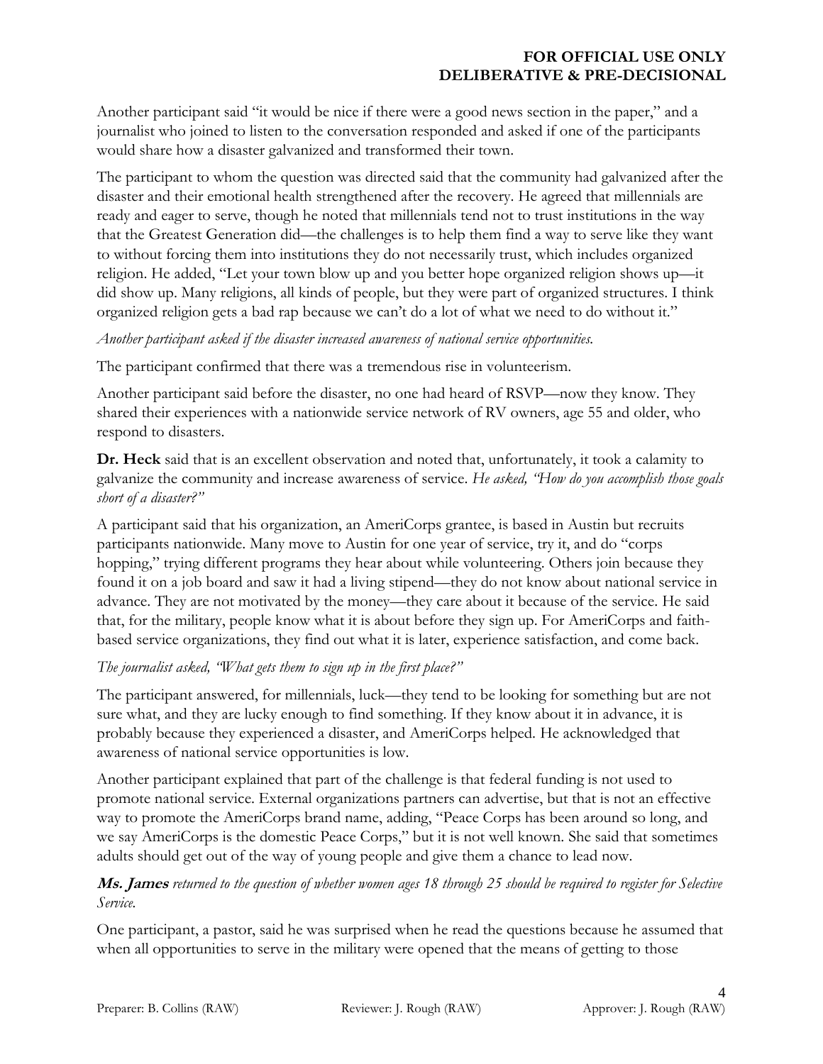Another participant said "it would be nice if there were a good news section in the paper," and a journalist who joined to listen to the conversation responded and asked if one of the participants would share how a disaster galvanized and transformed their town.

The participant to whom the question was directed said that the community had galvanized after the disaster and their emotional health strengthened after the recovery. He agreed that millennials are ready and eager to serve, though he noted that millennials tend not to trust institutions in the way that the Greatest Generation did—the challenges is to help them find a way to serve like they want to without forcing them into institutions they do not necessarily trust, which includes organized religion. He added, "Let your town blow up and you better hope organized religion shows up—it did show up. Many religions, all kinds of people, but they were part of organized structures. I think organized religion gets a bad rap because we can't do a lot of what we need to do without it."

*Another participant asked if the disaster increased awareness of national service opportunities.*

The participant confirmed that there was a tremendous rise in volunteerism.

Another participant said before the disaster, no one had heard of RSVP—now they know. They shared their experiences with a nationwide service network of RV owners, age 55 and older, who respond to disasters.

**Dr. Heck** said that is an excellent observation and noted that, unfortunately, it took a calamity to galvanize the community and increase awareness of service. *He asked, "How do you accomplish those goals short of a disaster?"*

A participant said that his organization, an AmeriCorps grantee, is based in Austin but recruits participants nationwide. Many move to Austin for one year of service, try it, and do "corps hopping," trying different programs they hear about while volunteering. Others join because they found it on a job board and saw it had a living stipend—they do not know about national service in advance. They are not motivated by the money—they care about it because of the service. He said that, for the military, people know what it is about before they sign up. For AmeriCorps and faith-based service organizations, they find out what it is later, experience satisfaction, and come back.

*The journalist asked, "What gets them to sign up in the first place?"*

The participant answered, for millennials, luck—they tend to be looking for something but are not sure what, and they are lucky enough to find something. If they know about it in advance, it is probably because they experienced a disaster, and AmeriCorps helped. He acknowledged that awareness of national service opportunities is low.

Another participant explained that part of the challenge is that federal funding is not used to promote national service. External organizations partners can advertise, but that is not an effective way to promote the AmeriCorps brand name, adding, "Peace Corps has been around so long, and we say AmeriCorps is the domestic Peace Corps," but it is not well known. She said that sometimes adults should get out of the way of young people and give them a chance to lead now.

***Ms. James*** *returned to the question of whether women ages 18 through 25 should be required to register for Selective Service.*

One participant, a pastor, said he was surprised when he read the questions because he assumed that when all opportunities to serve in the military were opened that the means of getting to those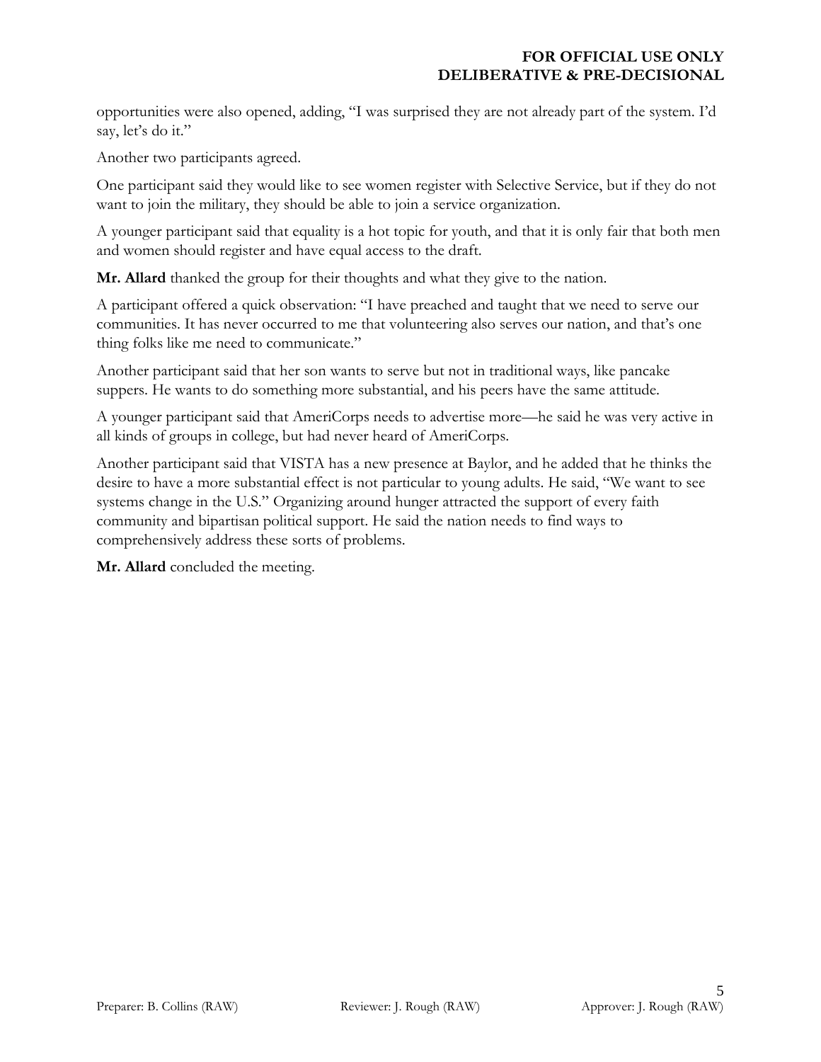opportunities were also opened, adding, "I was surprised they are not already part of the system. I'd say, let's do it."

Another two participants agreed.

One participant said they would like to see women register with Selective Service, but if they do not want to join the military, they should be able to join a service organization.

A younger participant said that equality is a hot topic for youth, and that it is only fair that both men and women should register and have equal access to the draft.

**Mr. Allard** thanked the group for their thoughts and what they give to the nation.

A participant offered a quick observation: "I have preached and taught that we need to serve our communities. It has never occurred to me that volunteering also serves our nation, and that's one thing folks like me need to communicate."

Another participant said that her son wants to serve but not in traditional ways, like pancake suppers. He wants to do something more substantial, and his peers have the same attitude.

A younger participant said that AmeriCorps needs to advertise more—he said he was very active in all kinds of groups in college, but had never heard of AmeriCorps.

Another participant said that VISTA has a new presence at Baylor, and he added that he thinks the desire to have a more substantial effect is not particular to young adults. He said, "We want to see systems change in the U.S." Organizing around hunger attracted the support of every faith community and bipartisan political support. He said the nation needs to find ways to comprehensively address these sorts of problems.

**Mr. Allard** concluded the meeting.